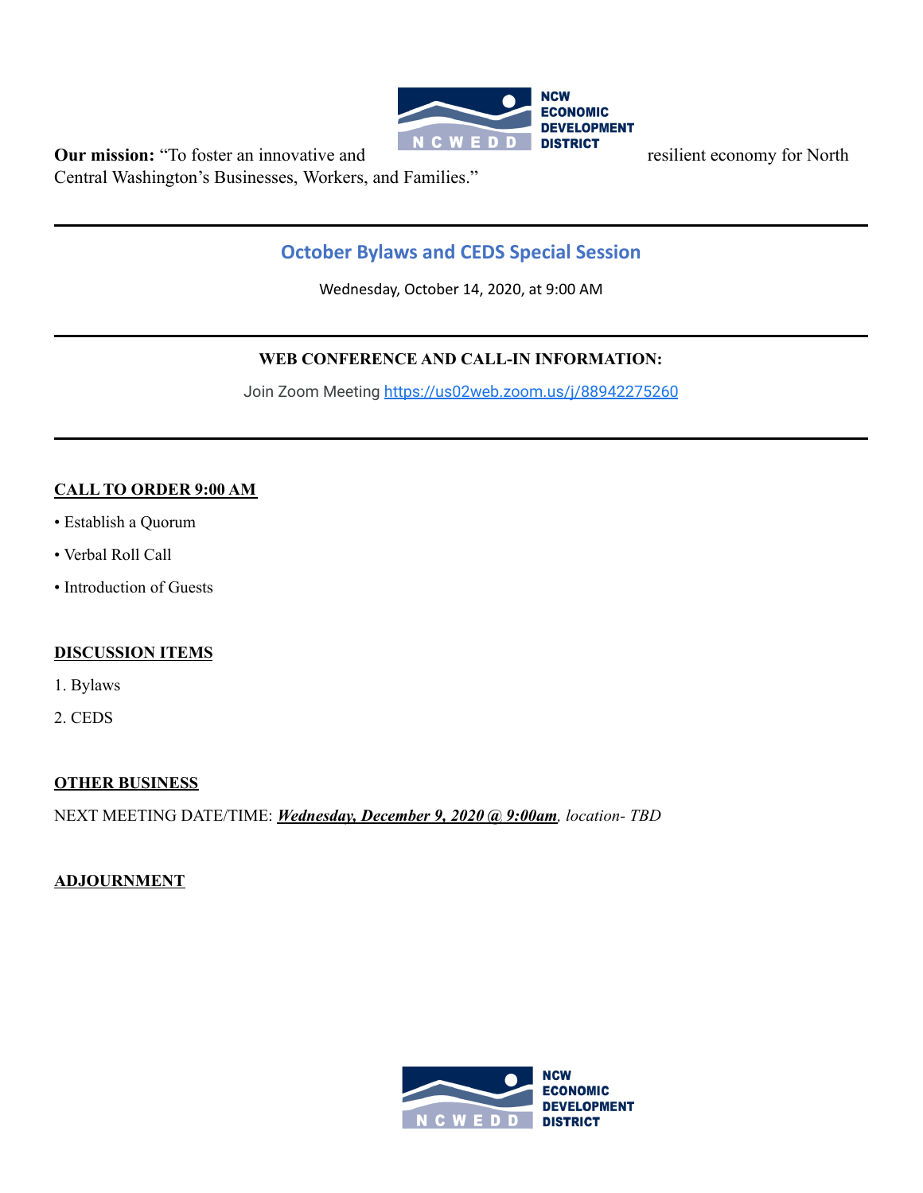**Our mission:** "To foster an innovative and resilient economy for North Central Washington's Businesses, Workers, and Families."

---

## October Bylaws and CEDS Special Session

Wednesday, October 14, 2020, at 9:00 AM

---

**WEB CONFERENCE AND CALL-IN INFORMATION:**

Join Zoom Meeting https://us02web.zoom.us/j/88942275260

---

**CALL TO ORDER 9:00 AM**

- Establish a Quorum
- Verbal Roll Call
- Introduction of Guests

**DISCUSSION ITEMS**

1. Bylaws
2. CEDS

**OTHER BUSINESS**

NEXT MEETING DATE/TIME: ***Wednesday, December 9, 2020 @ 9:00am***, *location- TBD*

**ADJOURNMENT**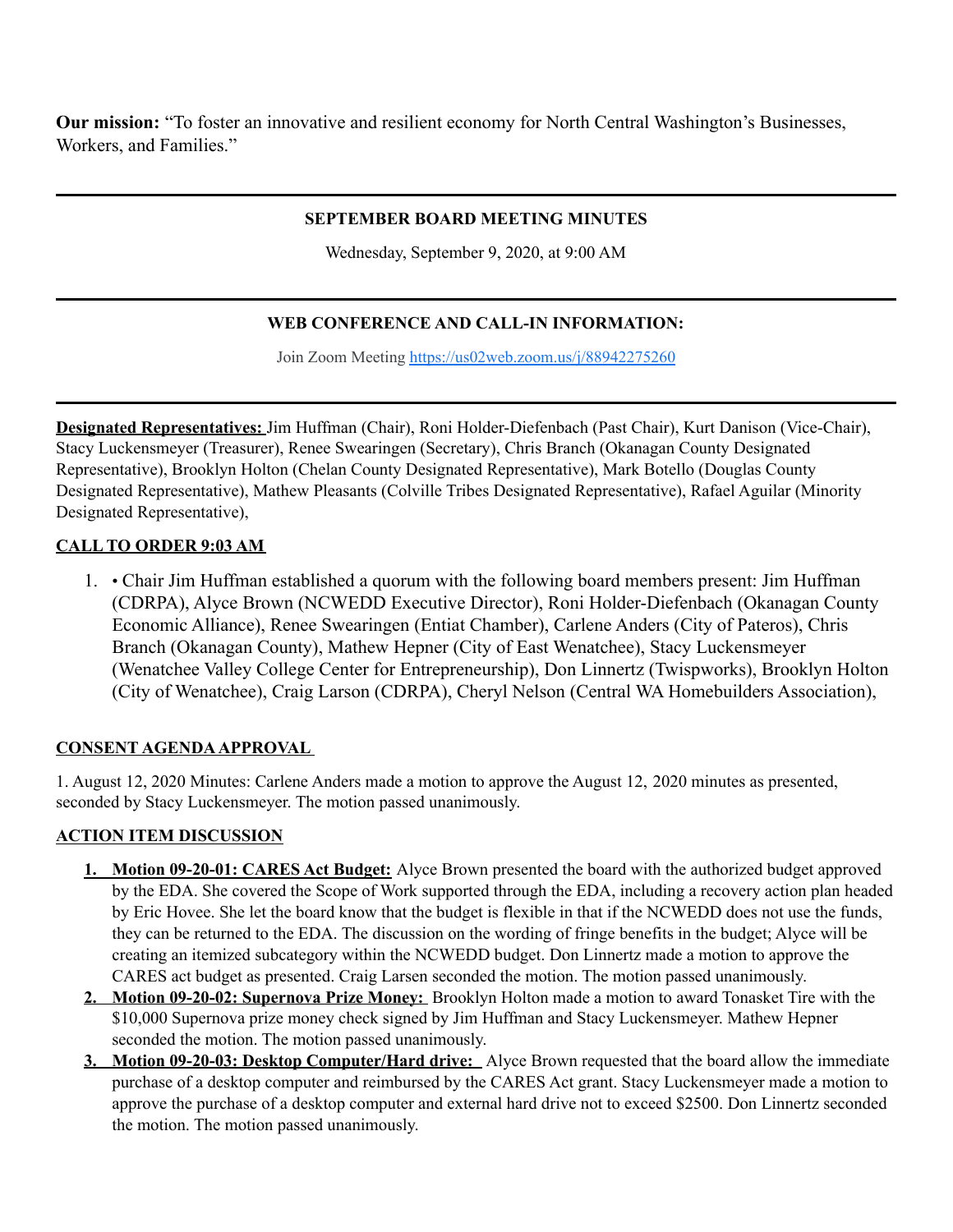**Our mission:** "To foster an innovative and resilient economy for North Central Washington's Businesses, Workers, and Families."

---

**SEPTEMBER BOARD MEETING MINUTES**

Wednesday, September 9, 2020, at 9:00 AM

---

**WEB CONFERENCE AND CALL-IN INFORMATION:**

Join Zoom Meeting https://us02web.zoom.us/j/88942275260

---

**Designated Representatives:** Jim Huffman (Chair), Roni Holder-Diefenbach (Past Chair), Kurt Danison (Vice-Chair), Stacy Luckensmeyer (Treasurer), Renee Swearingen (Secretary), Chris Branch (Okanagan County Designated Representative), Brooklyn Holton (Chelan County Designated Representative), Mark Botello (Douglas County Designated Representative), Mathew Pleasants (Colville Tribes Designated Representative), Rafael Aguilar (Minority Designated Representative),

**CALL TO ORDER 9:03 AM**

1. • Chair Jim Huffman established a quorum with the following board members present: Jim Huffman (CDRPA), Alyce Brown (NCWEDD Executive Director), Roni Holder-Diefenbach (Okanagan County Economic Alliance), Renee Swearingen (Entiat Chamber), Carlene Anders (City of Pateros), Chris Branch (Okanagan County), Mathew Hepner (City of East Wenatchee), Stacy Luckensmeyer (Wenatchee Valley College Center for Entrepreneurship), Don Linnertz (Twispworks), Brooklyn Holton (City of Wenatchee), Craig Larson (CDRPA), Cheryl Nelson (Central WA Homebuilders Association),

**CONSENT AGENDA APPROVAL**

1. August 12, 2020 Minutes: Carlene Anders made a motion to approve the August 12, 2020 minutes as presented, seconded by Stacy Luckensmeyer. The motion passed unanimously.

**ACTION ITEM DISCUSSION**

1. **Motion 09-20-01: CARES Act Budget:** Alyce Brown presented the board with the authorized budget approved by the EDA. She covered the Scope of Work supported through the EDA, including a recovery action plan headed by Eric Hovee. She let the board know that the budget is flexible in that if the NCWEDD does not use the funds, they can be returned to the EDA. The discussion on the wording of fringe benefits in the budget; Alyce will be creating an itemized subcategory within the NCWEDD budget. Don Linnertz made a motion to approve the CARES act budget as presented. Craig Larsen seconded the motion. The motion passed unanimously.
2. **Motion 09-20-02: Supernova Prize Money:** Brooklyn Holton made a motion to award Tonasket Tire with the $10,000 Supernova prize money check signed by Jim Huffman and Stacy Luckensmeyer. Mathew Hepner seconded the motion. The motion passed unanimously.
3. **Motion 09-20-03: Desktop Computer/Hard drive:** Alyce Brown requested that the board allow the immediate purchase of a desktop computer and reimbursed by the CARES Act grant. Stacy Luckensmeyer made a motion to approve the purchase of a desktop computer and external hard drive not to exceed $2500. Don Linnertz seconded the motion. The motion passed unanimously.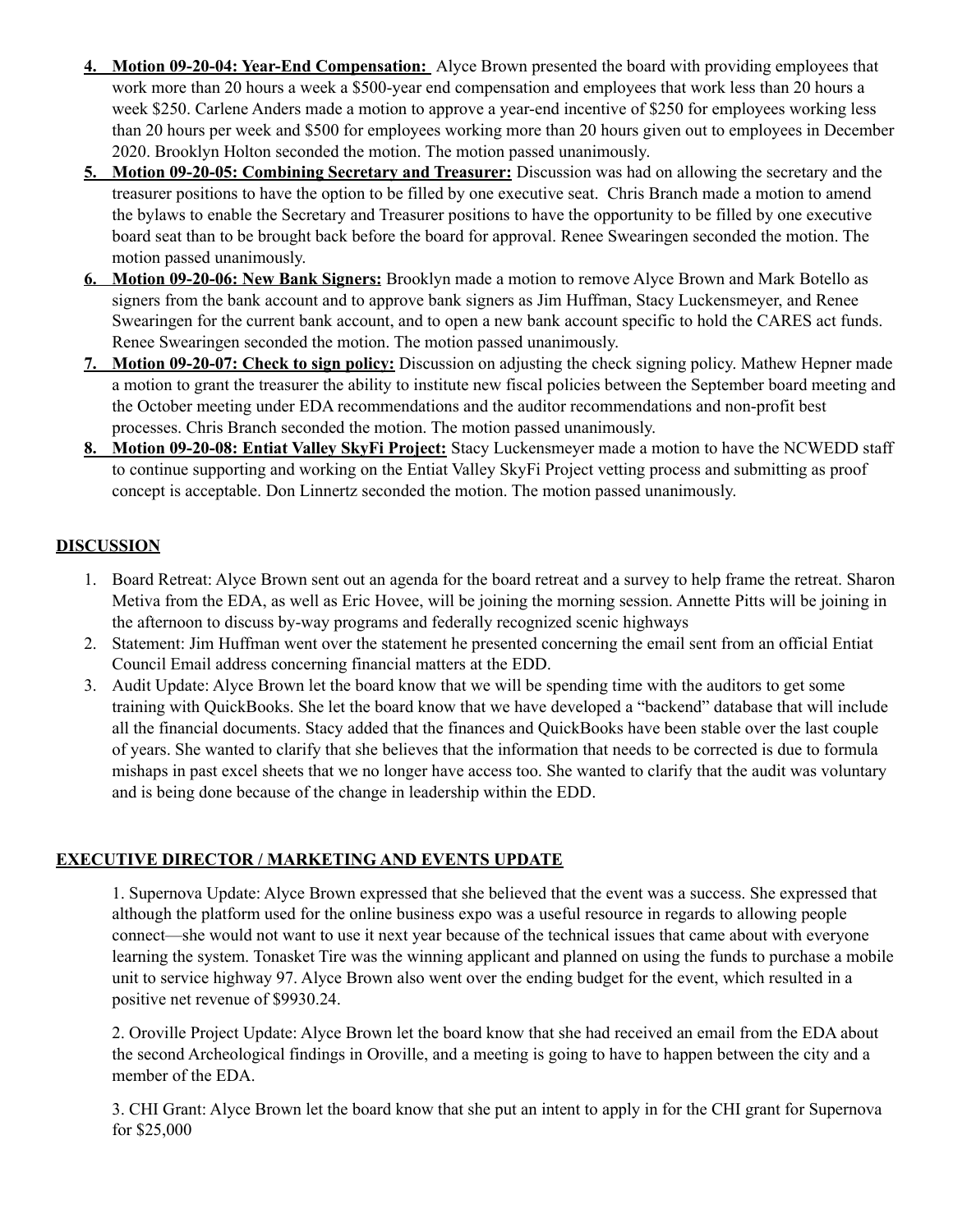4. **Motion 09-20-04: Year-End Compensation:** Alyce Brown presented the board with providing employees that work more than 20 hours a week a $500-year end compensation and employees that work less than 20 hours a week $250. Carlene Anders made a motion to approve a year-end incentive of $250 for employees working less than 20 hours per week and $500 for employees working more than 20 hours given out to employees in December 2020. Brooklyn Holton seconded the motion. The motion passed unanimously.
5. **Motion 09-20-05: Combining Secretary and Treasurer:** Discussion was had on allowing the secretary and the treasurer positions to have the option to be filled by one executive seat. Chris Branch made a motion to amend the bylaws to enable the Secretary and Treasurer positions to have the opportunity to be filled by one executive board seat than to be brought back before the board for approval. Renee Swearingen seconded the motion. The motion passed unanimously.
6. **Motion 09-20-06: New Bank Signers:** Brooklyn made a motion to remove Alyce Brown and Mark Botello as signers from the bank account and to approve bank signers as Jim Huffman, Stacy Luckensmeyer, and Renee Swearingen for the current bank account, and to open a new bank account specific to hold the CARES act funds. Renee Swearingen seconded the motion. The motion passed unanimously.
7. **Motion 09-20-07: Check to sign policy:** Discussion on adjusting the check signing policy. Mathew Hepner made a motion to grant the treasurer the ability to institute new fiscal policies between the September board meeting and the October meeting under EDA recommendations and the auditor recommendations and non-profit best processes. Chris Branch seconded the motion. The motion passed unanimously.
8. **Motion 09-20-08: Entiat Valley SkyFi Project:** Stacy Luckensmeyer made a motion to have the NCWEDD staff to continue supporting and working on the Entiat Valley SkyFi Project vetting process and submitting as proof concept is acceptable. Don Linnertz seconded the motion. The motion passed unanimously.

## DISCUSSION

1. Board Retreat: Alyce Brown sent out an agenda for the board retreat and a survey to help frame the retreat. Sharon Metiva from the EDA, as well as Eric Hovee, will be joining the morning session. Annette Pitts will be joining in the afternoon to discuss by-way programs and federally recognized scenic highways
2. Statement: Jim Huffman went over the statement he presented concerning the email sent from an official Entiat Council Email address concerning financial matters at the EDD.
3. Audit Update: Alyce Brown let the board know that we will be spending time with the auditors to get some training with QuickBooks. She let the board know that we have developed a "backend" database that will include all the financial documents. Stacy added that the finances and QuickBooks have been stable over the last couple of years. She wanted to clarify that she believes that the information that needs to be corrected is due to formula mishaps in past excel sheets that we no longer have access too. She wanted to clarify that the audit was voluntary and is being done because of the change in leadership within the EDD.

## EXECUTIVE DIRECTOR / MARKETING AND EVENTS UPDATE

1. Supernova Update: Alyce Brown expressed that she believed that the event was a success. She expressed that although the platform used for the online business expo was a useful resource in regards to allowing people connect—she would not want to use it next year because of the technical issues that came about with everyone learning the system. Tonasket Tire was the winning applicant and planned on using the funds to purchase a mobile unit to service highway 97. Alyce Brown also went over the ending budget for the event, which resulted in a positive net revenue of $9930.24.

2. Oroville Project Update: Alyce Brown let the board know that she had received an email from the EDA about the second Archeological findings in Oroville, and a meeting is going to have to happen between the city and a member of the EDA.

3. CHI Grant: Alyce Brown let the board know that she put an intent to apply in for the CHI grant for Supernova for $25,000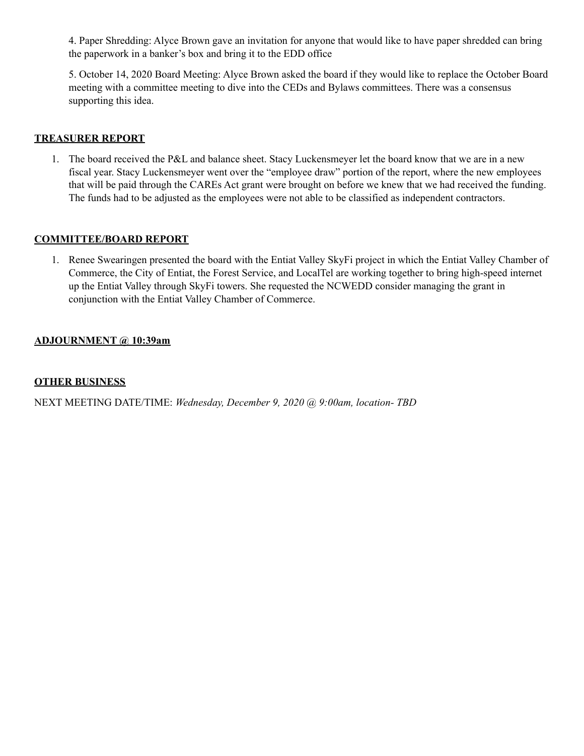4. Paper Shredding: Alyce Brown gave an invitation for anyone that would like to have paper shredded can bring the paperwork in a banker's box and bring it to the EDD office

5. October 14, 2020 Board Meeting: Alyce Brown asked the board if they would like to replace the October Board meeting with a committee meeting to dive into the CEDs and Bylaws committees. There was a consensus supporting this idea.

**<u>TREASURER REPORT</u>**

1. The board received the P&L and balance sheet. Stacy Luckensmeyer let the board know that we are in a new fiscal year. Stacy Luckensmeyer went over the "employee draw" portion of the report, where the new employees that will be paid through the CAREs Act grant were brought on before we knew that we had received the funding. The funds had to be adjusted as the employees were not able to be classified as independent contractors.

**<u>COMMITTEE/BOARD REPORT</u>**

1. Renee Swearingen presented the board with the Entiat Valley SkyFi project in which the Entiat Valley Chamber of Commerce, the City of Entiat, the Forest Service, and LocalTel are working together to bring high-speed internet up the Entiat Valley through SkyFi towers. She requested the NCWEDD consider managing the grant in conjunction with the Entiat Valley Chamber of Commerce.

**<u>ADJOURNMENT @ 10:39am</u>**

**<u>OTHER BUSINESS</u>**

NEXT MEETING DATE/TIME: *Wednesday, December 9, 2020 @ 9:00am, location- TBD*